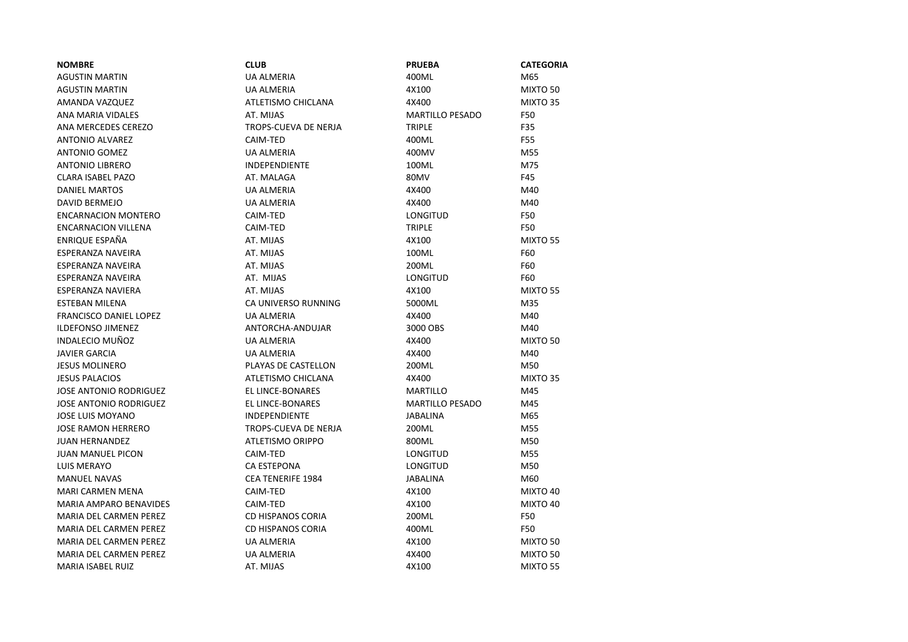| NOMBRE | CLUB | PRUEBA | CATEGORIA |
|---|---|---|---|
| AGUSTIN MARTIN | UA ALMERIA | 400ML | M65 |
| AGUSTIN MARTIN | UA ALMERIA | 4X100 | MIXTO 50 |
| AMANDA VAZQUEZ | ATLETISMO CHICLANA | 4X400 | MIXTO 35 |
| ANA MARIA VIDALES | AT. MIJAS | MARTILLO PESADO | F50 |
| ANA MERCEDES CEREZO | TROPS-CUEVA DE NERJA | TRIPLE | F35 |
| ANTONIO ALVAREZ | CAIM-TED | 400ML | F55 |
| ANTONIO GOMEZ | UA ALMERIA | 400MV | M55 |
| ANTONIO LIBRERO | INDEPENDIENTE | 100ML | M75 |
| CLARA ISABEL PAZO | AT. MALAGA | 80MV | F45 |
| DANIEL MARTOS | UA ALMERIA | 4X400 | M40 |
| DAVID BERMEJO | UA ALMERIA | 4X400 | M40 |
| ENCARNACION MONTERO | CAIM-TED | LONGITUD | F50 |
| ENCARNACION VILLENA | CAIM-TED | TRIPLE | F50 |
| ENRIQUE ESPAÑA | AT. MIJAS | 4X100 | MIXTO 55 |
| ESPERANZA NAVEIRA | AT. MIJAS | 100ML | F60 |
| ESPERANZA NAVEIRA | AT. MIJAS | 200ML | F60 |
| ESPERANZA NAVEIRA | AT. MIJAS | LONGITUD | F60 |
| ESPERANZA NAVIERA | AT. MIJAS | 4X100 | MIXTO 55 |
| ESTEBAN MILENA | CA UNIVERSO RUNNING | 5000ML | M35 |
| FRANCISCO DANIEL LOPEZ | UA ALMERIA | 4X400 | M40 |
| ILDEFONSO JIMENEZ | ANTORCHA-ANDUJAR | 3000 OBS | M40 |
| INDALECIO MUÑOZ | UA ALMERIA | 4X400 | MIXTO 50 |
| JAVIER GARCIA | UA ALMERIA | 4X400 | M40 |
| JESUS MOLINERO | PLAYAS DE CASTELLON | 200ML | M50 |
| JESUS PALACIOS | ATLETISMO CHICLANA | 4X400 | MIXTO 35 |
| JOSE ANTONIO RODRIGUEZ | EL LINCE-BONARES | MARTILLO | M45 |
| JOSE ANTONIO RODRIGUEZ | EL LINCE-BONARES | MARTILLO PESADO | M45 |
| JOSE LUIS MOYANO | INDEPENDIENTE | JABALINA | M65 |
| JOSE RAMON HERRERO | TROPS-CUEVA DE NERJA | 200ML | M55 |
| JUAN HERNANDEZ | ATLETISMO ORIPPO | 800ML | M50 |
| JUAN MANUEL PICON | CAIM-TED | LONGITUD | M55 |
| LUIS MERAYO | CA ESTEPONA | LONGITUD | M50 |
| MANUEL NAVAS | CEA TENERIFE 1984 | JABALINA | M60 |
| MARI CARMEN MENA | CAIM-TED | 4X100 | MIXTO 40 |
| MARIA AMPARO BENAVIDES | CAIM-TED | 4X100 | MIXTO 40 |
| MARIA DEL CARMEN PEREZ | CD HISPANOS CORIA | 200ML | F50 |
| MARIA DEL CARMEN PEREZ | CD HISPANOS CORIA | 400ML | F50 |
| MARIA DEL CARMEN PEREZ | UA ALMERIA | 4X100 | MIXTO 50 |
| MARIA DEL CARMEN PEREZ | UA ALMERIA | 4X400 | MIXTO 50 |
| MARIA ISABEL RUIZ | AT. MIJAS | 4X100 | MIXTO 55 |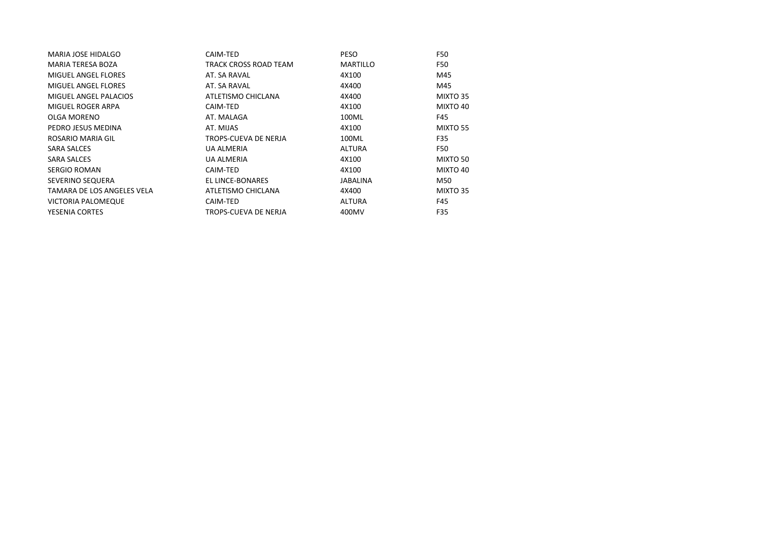| | | | |
|---|---|---|---|
| MARIA JOSE HIDALGO | CAIM-TED | PESO | F50 |
| MARIA TERESA BOZA | TRACK CROSS ROAD TEAM | MARTILLO | F50 |
| MIGUEL ANGEL FLORES | AT. SA RAVAL | 4X100 | M45 |
| MIGUEL ANGEL FLORES | AT. SA RAVAL | 4X400 | M45 |
| MIGUEL ANGEL PALACIOS | ATLETISMO CHICLANA | 4X400 | MIXTO 35 |
| MIGUEL ROGER ARPA | CAIM-TED | 4X100 | MIXTO 40 |
| OLGA MORENO | AT. MALAGA | 100ML | F45 |
| PEDRO JESUS MEDINA | AT. MIJAS | 4X100 | MIXTO 55 |
| ROSARIO MARIA GIL | TROPS-CUEVA DE NERJA | 100ML | F35 |
| SARA SALCES | UA ALMERIA | ALTURA | F50 |
| SARA SALCES | UA ALMERIA | 4X100 | MIXTO 50 |
| SERGIO ROMAN | CAIM-TED | 4X100 | MIXTO 40 |
| SEVERINO SEQUERA | EL LINCE-BONARES | JABALINA | M50 |
| TAMARA DE LOS ANGELES VELA | ATLETISMO CHICLANA | 4X400 | MIXTO 35 |
| VICTORIA PALOMEQUE | CAIM-TED | ALTURA | F45 |
| YESENIA CORTES | TROPS-CUEVA DE NERJA | 400MV | F35 |